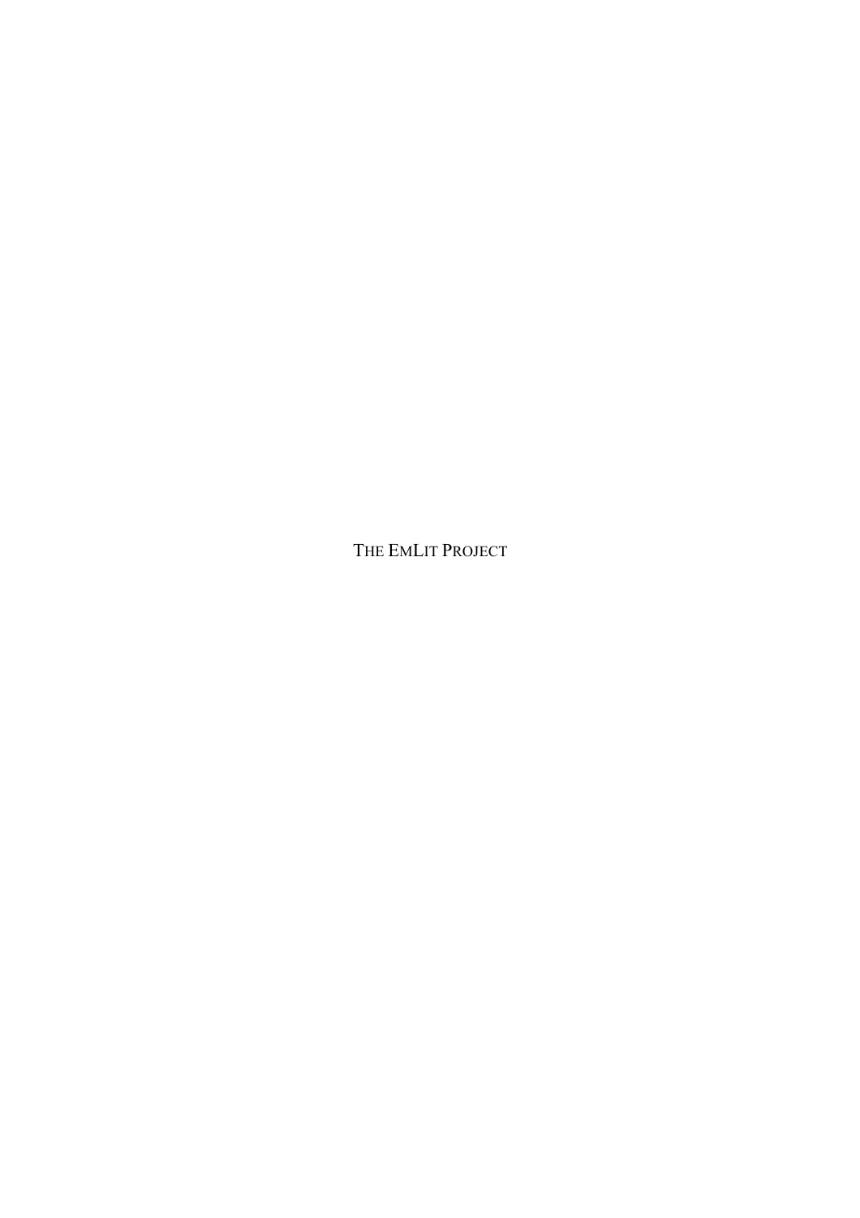# THE EMLIT PROJECT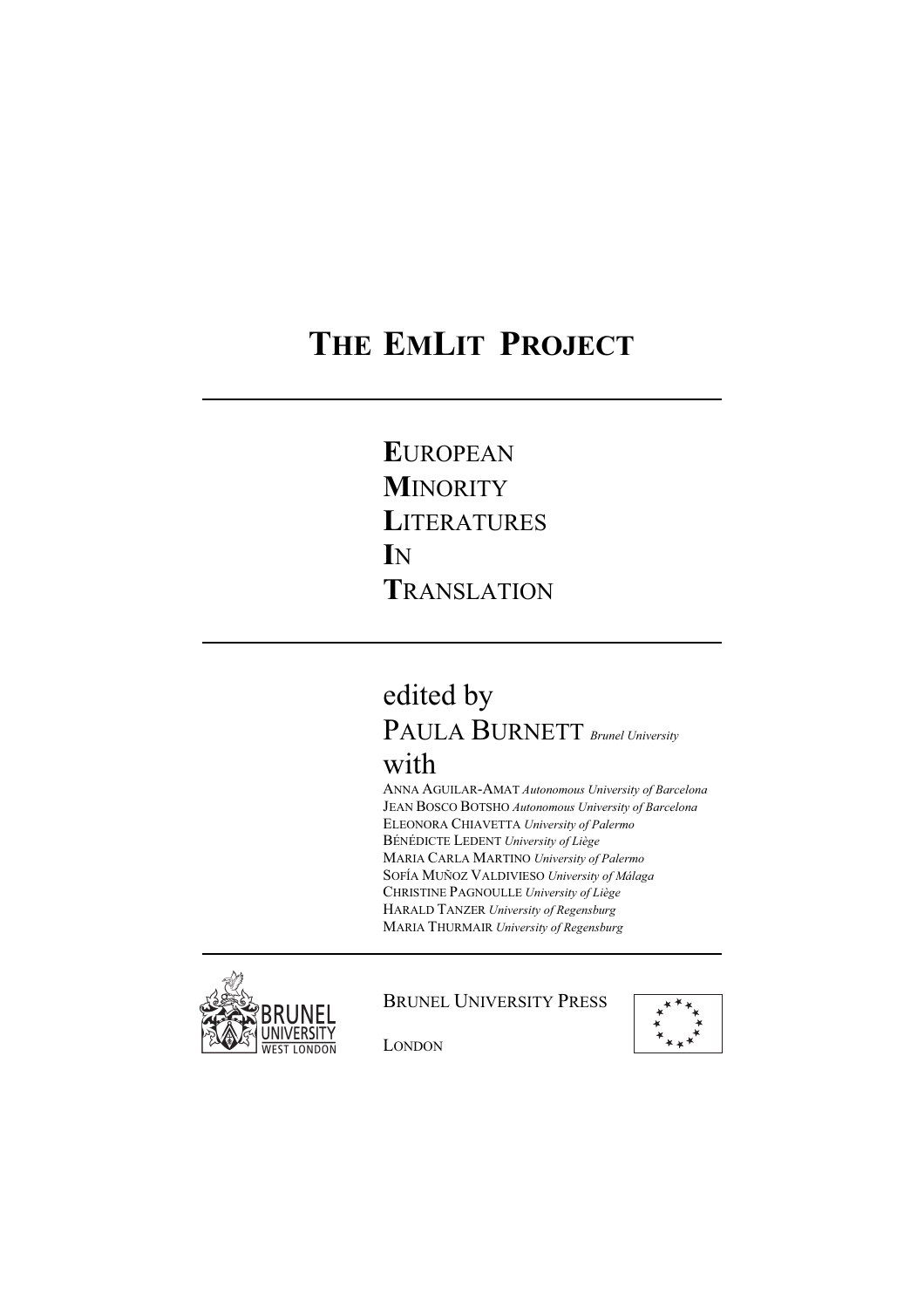# The EmLit Project

---

**E**uropean
**M**inority
**L**iteratures
**I**n
**T**ranslation

---

edited by

Paula Burnett *Brunel University*

with

Anna Aguilar-Amat *Autonomous University of Barcelona*
Jean Bosco Botsho *Autonomous University of Barcelona*
Eleonora Chiavetta *University of Palermo*
Bénédicte Ledent *University of Liège*
Maria Carla Martino *University of Palermo*
Sofía Muñoz Valdivieso *University of Málaga*
Christine Pagnoulle *University of Liège*
Harald Tanzer *University of Regensburg*
Maria Thurmair *University of Regensburg*

---

Brunel University West London

Brunel University Press

London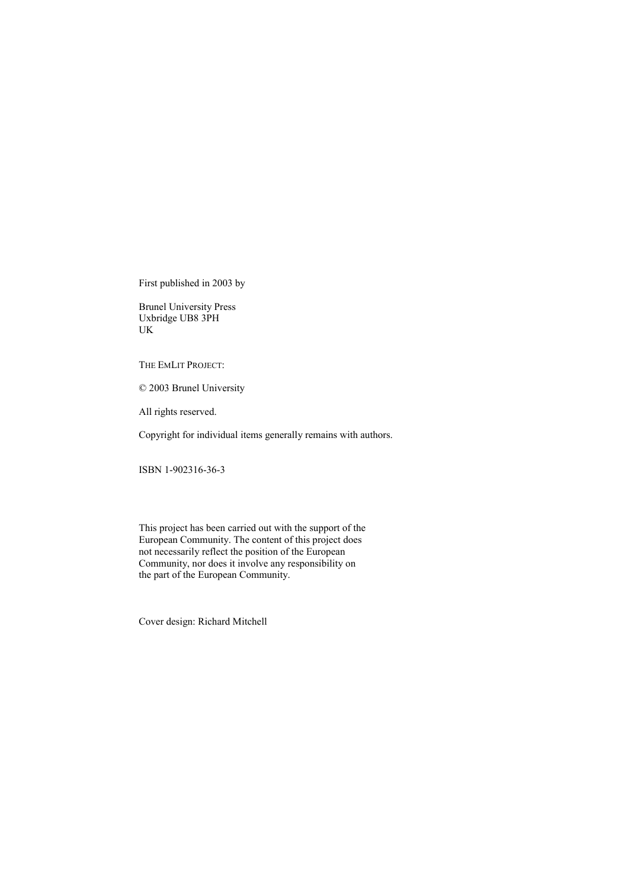First published in 2003 by

Brunel University Press
Uxbridge UB8 3PH
UK

THE EMLIT PROJECT:

© 2003 Brunel University

All rights reserved.

Copyright for individual items generally remains with authors.

ISBN 1-902316-36-3

This project has been carried out with the support of the European Community. The content of this project does not necessarily reflect the position of the European Community, nor does it involve any responsibility on the part of the European Community.

Cover design: Richard Mitchell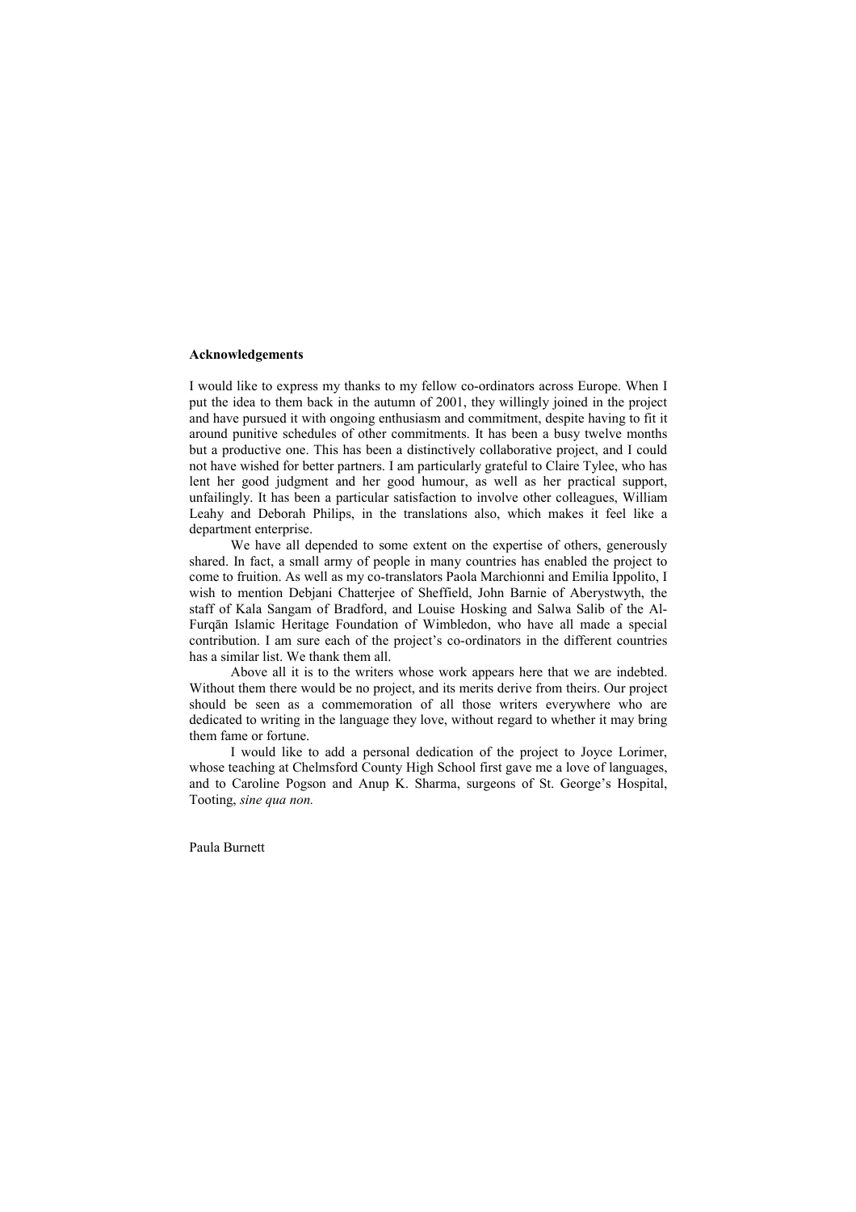**Acknowledgements**

I would like to express my thanks to my fellow co-ordinators across Europe. When I put the idea to them back in the autumn of 2001, they willingly joined in the project and have pursued it with ongoing enthusiasm and commitment, despite having to fit it around punitive schedules of other commitments. It has been a busy twelve months but a productive one. This has been a distinctively collaborative project, and I could not have wished for better partners. I am particularly grateful to Claire Tylee, who has lent her good judgment and her good humour, as well as her practical support, unfailingly. It has been a particular satisfaction to involve other colleagues, William Leahy and Deborah Philips, in the translations also, which makes it feel like a department enterprise.

We have all depended to some extent on the expertise of others, generously shared. In fact, a small army of people in many countries has enabled the project to come to fruition. As well as my co-translators Paola Marchionni and Emilia Ippolito, I wish to mention Debjani Chatterjee of Sheffield, John Barnie of Aberystwyth, the staff of Kala Sangam of Bradford, and Louise Hosking and Salwa Salib of the Al-Furqān Islamic Heritage Foundation of Wimbledon, who have all made a special contribution. I am sure each of the project's co-ordinators in the different countries has a similar list. We thank them all.

Above all it is to the writers whose work appears here that we are indebted. Without them there would be no project, and its merits derive from theirs. Our project should be seen as a commemoration of all those writers everywhere who are dedicated to writing in the language they love, without regard to whether it may bring them fame or fortune.

I would like to add a personal dedication of the project to Joyce Lorimer, whose teaching at Chelmsford County High School first gave me a love of languages, and to Caroline Pogson and Anup K. Sharma, surgeons of St. George's Hospital, Tooting, *sine qua non.*

Paula Burnett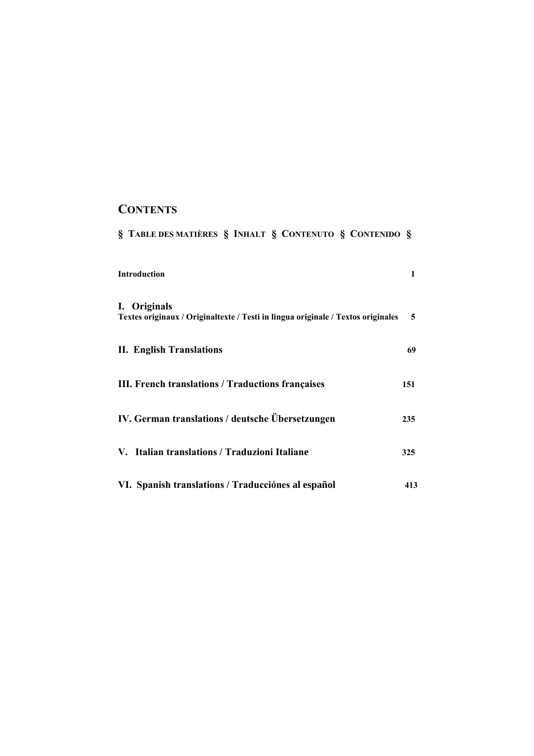# CONTENTS

## § TABLE DES MATIÈRES § INHALT § CONTENUTO § CONTENIDO §

**Introduction** **1**

**I. Originals**
**Textes originaux / Originaltexte / Testi in lingua originale / Textos originales** **5**

**II. English Translations** **69**

**III. French translations / Traductions françaises** **151**

**IV. German translations / deutsche Übersetzungen** **235**

**V. Italian translations / Traduzioni Italiane** **325**

**VI. Spanish translations / Traducciónes al español** **413**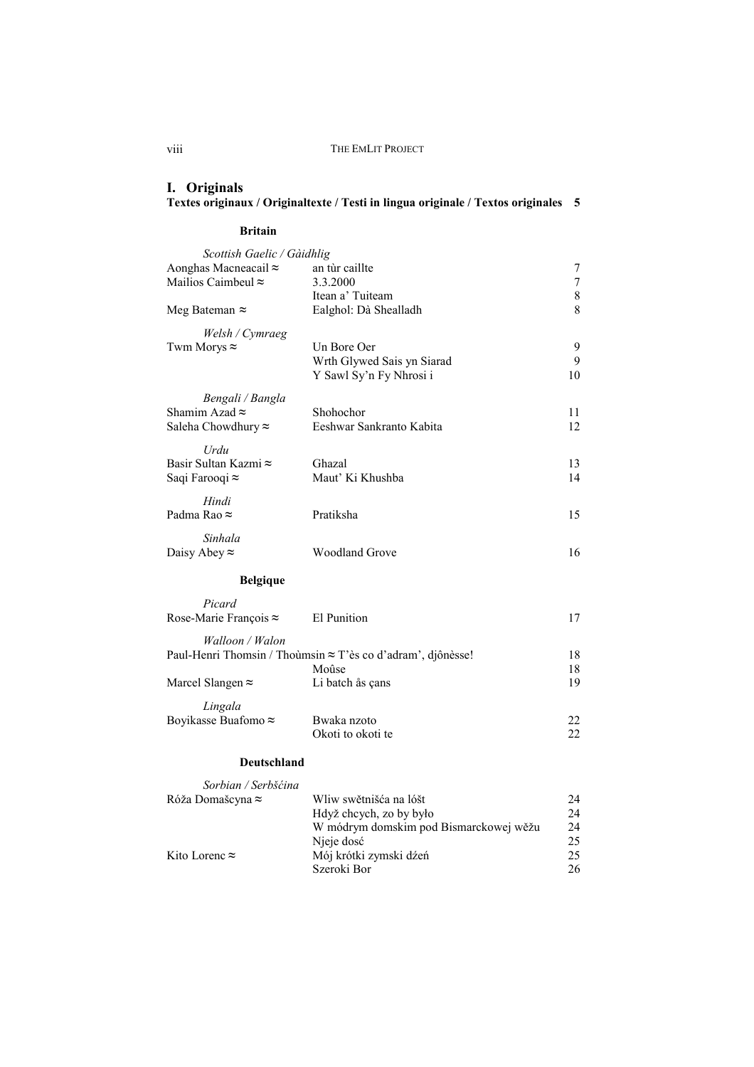## I. Originals

**Textes originaux / Originaltexte / Testi in lingua originale / Textos originales 5**

### Britain

*Scottish Gaelic / Gàidhlig*

| | | |
|---|---|---|
| Aonghas Macneacail ≈ | an tùr caillte | 7 |
| Mailios Caimbeul ≈ | 3.3.2000 | 7 |
| | Itean a' Tuiteam | 8 |
| Meg Bateman ≈ | Ealghol: Dà Shealladh | 8 |

*Welsh / Cymraeg*

| | | |
|---|---|---|
| Twm Morys ≈ | Un Bore Oer | 9 |
| | Wrth Glywed Sais yn Siarad | 9 |
| | Y Sawl Sy'n Fy Nhrosi i | 10 |

*Bengali / Bangla*

| | | |
|---|---|---|
| Shamim Azad ≈ | Shohochor | 11 |
| Saleha Chowdhury ≈ | Eeshwar Sankranto Kabita | 12 |

*Urdu*

| | | |
|---|---|---|
| Basir Sultan Kazmi ≈ | Ghazal | 13 |
| Saqi Farooqi ≈ | Maut' Ki Khushba | 14 |

*Hindi*

| | | |
|---|---|---|
| Padma Rao ≈ | Pratiksha | 15 |

*Sinhala*

| | | |
|---|---|---|
| Daisy Abey ≈ | Woodland Grove | 16 |

### Belgique

*Picard*

| | | |
|---|---|---|
| Rose-Marie François ≈ | El Punition | 17 |

*Walloon / Walon*

| | | |
|---|---|---|
| Paul-Henri Thomsin / Thoùmsin ≈ | T'ès co d'adram', djônèsse! | 18 |
| | Moûse | 18 |
| Marcel Slangen ≈ | Li batch âs çans | 19 |

*Lingala*

| | | |
|---|---|---|
| Boyikasse Buafomo ≈ | Bwaka nzoto | 22 |
| | Okoti to okoti te | 22 |

### Deutschland

*Sorbian / Serbšćina*

| | | |
|---|---|---|
| Róža Domašcyna ≈ | Wliw swětnišća na lóšt | 24 |
| | Hdyž chcych, zo by było | 24 |
| | W módrym domskim pod Bismarckowej wěžu | 24 |
| | Njeje dosć | 25 |
| Kito Lorenc ≈ | Mój krótki zymski dźeń | 25 |
| | Szeroki Bor | 26 |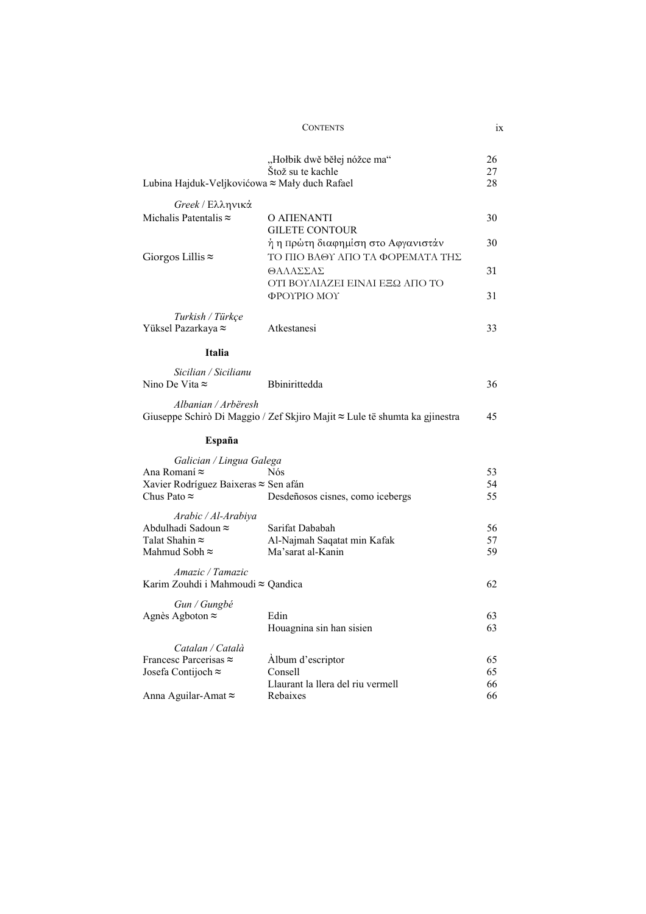| | | |
|---|---|---|
| | „Hołbik dwě běłej nóžce ma" | 26 |
| | Štož su te kachle | 27 |
| Lubina Hajduk-Veljkovićowa ≈ Mały duch Rafael | | 28 |
| *Greek / Ελληνικά* | | |
| Michalis Patentalis ≈ | Ο ΑΠΕΝΑΝΤΙ<br>GILETE CONTOUR<br>ή η πρώτη διαφημίση στο Αφγανιστάν | 30 |
| Giorgos Lillis ≈ | ΤΟ ΠΙΟ ΒΑΘΥ ΑΠΟ ΤΑ ΦΟΡΕΜΑΤΑ ΤΗΣ ΘΑΛΑΣΣΑΣ | 30<br>31 |
| | ΟΤΙ ΒΟΥΛΙΑΖΕΙ ΕΙΝΑΙ ΕΞΩ ΑΠΟ ΤΟ ΦΡΟΥΡΙΟ ΜΟΥ | 31 |
| *Turkish / Türkçe* | | |
| Yüksel Pazarkaya ≈ | Atkestanesi | 33 |
| **Italia** | | |
| *Sicilian / Sicilianu* | | |
| Nino De Vita ≈ | Bbinirittedda | 36 |
| *Albanian / Arbëresh* | | |
| Giuseppe Schirò Di Maggio / Zef Skjiro Majit ≈ Lule të shumta ka gjinestra | | 45 |
| **España** | | |
| *Galician / Lingua Galega* | | |
| Ana Romaní ≈ | Nós | 53 |
| Xavier Rodríguez Baixeras ≈ Sen afán | | 54 |
| Chus Pato ≈ | Desdeñosos cisnes, como icebergs | 55 |
| *Arabic / Al-Arabiya* | | |
| Abdulhadi Sadoun ≈ | Sarifat Dababah | 56 |
| Talat Shahin ≈ | Al-Najmah Saqatat min Kafak | 57 |
| Mahmud Sobh ≈ | Ma'sarat al-Kanin | 59 |
| *Amazic / Tamazic* | | |
| Karim Zouhdi i Mahmoudi ≈ Qandica | | 62 |
| *Gun / Gungbé* | | |
| Agnès Agboton ≈ | Edin | 63 |
| | Houagnina sin han sisien | 63 |
| *Catalan / Català* | | |
| Francesc Parcerisas ≈ | Àlbum d'escriptor | 65 |
| Josefa Contijoch ≈ | Consell | 65 |
| | Llaurant la llera del riu vermell | 66 |
| Anna Aguilar-Amat ≈ | Rebaixes | 66 |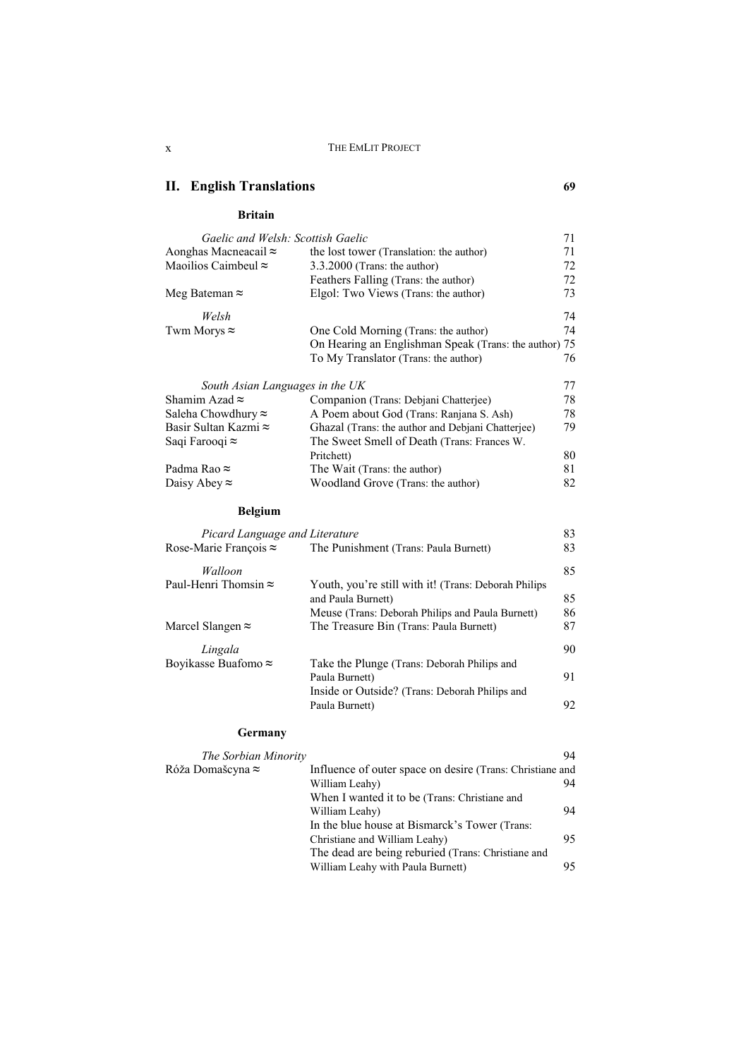## II. English Translations 69

### Britain

| | | |
|---|---|---|
| *Gaelic and Welsh: Scottish Gaelic* | | 71 |
| Aonghas Macneacail ≈ | the lost tower (Translation: the author) | 71 |
| Maoilios Caimbeul ≈ | 3.3.2000 (Trans: the author) | 72 |
| | Feathers Falling (Trans: the author) | 72 |
| Meg Bateman ≈ | Elgol: Two Views (Trans: the author) | 73 |
| *Welsh* | | 74 |
| Twm Morys ≈ | One Cold Morning (Trans: the author) | 74 |
| | On Hearing an Englishman Speak (Trans: the author) | 75 |
| | To My Translator (Trans: the author) | 76 |
| *South Asian Languages in the UK* | | 77 |
| Shamim Azad ≈ | Companion (Trans: Debjani Chatterjee) | 78 |
| Saleha Chowdhury ≈ | A Poem about God (Trans: Ranjana S. Ash) | 78 |
| Basir Sultan Kazmi ≈ | Ghazal (Trans: the author and Debjani Chatterjee) | 79 |
| Saqi Farooqi ≈ | The Sweet Smell of Death (Trans: Frances W. Pritchett) | 80 |
| Padma Rao ≈ | The Wait (Trans: the author) | 81 |
| Daisy Abey ≈ | Woodland Grove (Trans: the author) | 82 |

### Belgium

| | | |
|---|---|---|
| *Picard Language and Literature* | | 83 |
| Rose-Marie François ≈ | The Punishment (Trans: Paula Burnett) | 83 |
| *Walloon* | | 85 |
| Paul-Henri Thomsin ≈ | Youth, you're still with it! (Trans: Deborah Philips and Paula Burnett) | 85 |
| | Meuse (Trans: Deborah Philips and Paula Burnett) | 86 |
| Marcel Slangen ≈ | The Treasure Bin (Trans: Paula Burnett) | 87 |
| *Lingala* | | 90 |
| Boyikasse Buafomo ≈ | Take the Plunge (Trans: Deborah Philips and Paula Burnett) | 91 |
| | Inside or Outside? (Trans: Deborah Philips and Paula Burnett) | 92 |

### Germany

| | | |
|---|---|---|
| *The Sorbian Minority* | | 94 |
| Róža Domašcyna ≈ | Influence of outer space on desire (Trans: Christiane and William Leahy) | 94 |
| | When I wanted it to be (Trans: Christiane and William Leahy) | 94 |
| | In the blue house at Bismarck's Tower (Trans: Christiane and William Leahy) | 95 |
| | The dead are being reburied (Trans: Christiane and William Leahy with Paula Burnett) | 95 |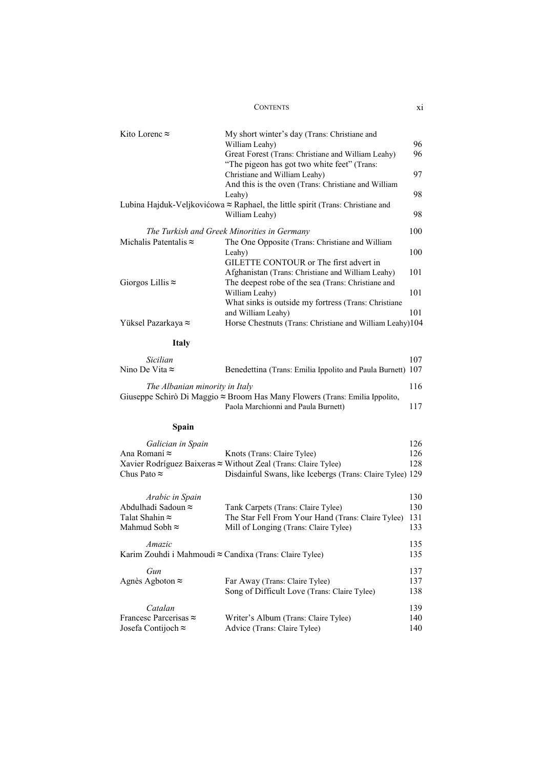| | | |
|---|---|---|
| Kito Lorenc ≈ | My short winter's day (Trans: Christiane and William Leahy) | 96 |
| | Great Forest (Trans: Christiane and William Leahy) | 96 |
| | "The pigeon has got two white feet" (Trans: Christiane and William Leahy) | 97 |
| | And this is the oven (Trans: Christiane and William Leahy) | 98 |
| Lubina Hajduk-Veljkovićowa ≈ | Raphael, the little spirit (Trans: Christiane and William Leahy) | 98 |
| *The Turkish and Greek Minorities in Germany* | | 100 |
| Michalis Patentalis ≈ | The One Opposite (Trans: Christiane and William Leahy) | 100 |
| | GILETTE CONTOUR or The first advert in Afghanistan (Trans: Christiane and William Leahy) | 101 |
| Giorgos Lillis ≈ | The deepest robe of the sea (Trans: Christiane and William Leahy) | 101 |
| | What sinks is outside my fortress (Trans: Christiane and William Leahy) | 101 |
| Yüksel Pazarkaya ≈ | Horse Chestnuts (Trans: Christiane and William Leahy) | 104 |

**Italy**

| | | |
|---|---|---|
| *Sicilian* | | 107 |
| Nino De Vita ≈ | Benedettina (Trans: Emilia Ippolito and Paula Burnett) | 107 |
| *The Albanian minority in Italy* | | 116 |
| Giuseppe Schirò Di Maggio ≈ | Broom Has Many Flowers (Trans: Emilia Ippolito, Paola Marchionni and Paula Burnett) | 117 |

**Spain**

| | | |
|---|---|---|
| *Galician in Spain* | | 126 |
| Ana Romaní ≈ | Knots (Trans: Claire Tylee) | 126 |
| Xavier Rodríguez Baixeras ≈ | Without Zeal (Trans: Claire Tylee) | 128 |
| Chus Pato ≈ | Disdainful Swans, like Icebergs (Trans: Claire Tylee) | 129 |
| *Arabic in Spain* | | 130 |
| Abdulhadi Sadoun ≈ | Tank Carpets (Trans: Claire Tylee) | 130 |
| Talat Shahin ≈ | The Star Fell From Your Hand (Trans: Claire Tylee) | 131 |
| Mahmud Sobh ≈ | Mill of Longing (Trans: Claire Tylee) | 133 |
| *Amazic* | | 135 |
| Karim Zouhdi i Mahmoudi ≈ | Candixa (Trans: Claire Tylee) | 135 |
| *Gun* | | 137 |
| Agnès Agboton ≈ | Far Away (Trans: Claire Tylee) | 137 |
| | Song of Difficult Love (Trans: Claire Tylee) | 138 |
| *Catalan* | | 139 |
| Francesc Parcerisas ≈ | Writer's Album (Trans: Claire Tylee) | 140 |
| Josefa Contijoch ≈ | Advice (Trans: Claire Tylee) | 140 |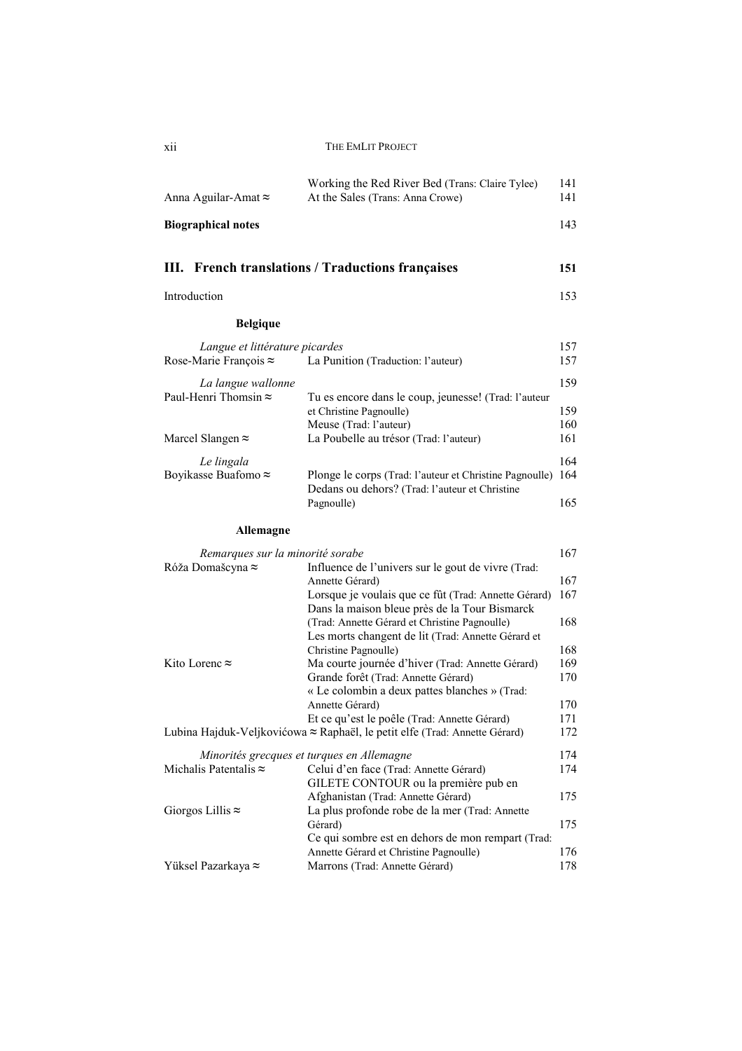| | | |
|---|---|---|
| | Working the Red River Bed (Trans: Claire Tylee) | 141 |
| Anna Aguilar-Amat ≈ | At the Sales (Trans: Anna Crowe) | 141 |

**Biographical notes** 143

## III. French translations / Traductions françaises 151

Introduction 153

### Belgique

| | | |
|---|---|---|
| *Langue et littérature picardes* | | 157 |
| Rose-Marie François ≈ | La Punition (Traduction: l'auteur) | 157 |
| *La langue wallonne* | | 159 |
| Paul-Henri Thomsin ≈ | Tu es encore dans le coup, jeunesse! (Trad: l'auteur et Christine Pagnoulle) | 159 |
| | Meuse (Trad: l'auteur) | 160 |
| Marcel Slangen ≈ | La Poubelle au trésor (Trad: l'auteur) | 161 |
| *Le lingala* | | 164 |
| Boyikasse Buafomo ≈ | Plonge le corps (Trad: l'auteur et Christine Pagnoulle) | 164 |
| | Dedans ou dehors? (Trad: l'auteur et Christine Pagnoulle) | 165 |

### Allemagne

| | | |
|---|---|---|
| *Remarques sur la minorité sorabe* | | 167 |
| Róža Domašcyna ≈ | Influence de l'univers sur le gout de vivre (Trad: Annette Gérard) | 167 |
| | Lorsque je voulais que ce fût (Trad: Annette Gérard) | 167 |
| | Dans la maison bleue près de la Tour Bismarck (Trad: Annette Gérard et Christine Pagnoulle) | 168 |
| | Les morts changent de lit (Trad: Annette Gérard et Christine Pagnoulle) | 168 |
| Kito Lorenc ≈ | Ma courte journée d'hiver (Trad: Annette Gérard) | 169 |
| | Grande forêt (Trad: Annette Gérard) | 170 |
| | « Le colombin a deux pattes blanches » (Trad: Annette Gérard) | 170 |
| | Et ce qu'est le poêle (Trad: Annette Gérard) | 171 |
| Lubina Hajduk-Veljkovićowa ≈ | Raphaël, le petit elfe (Trad: Annette Gérard) | 172 |
| *Minorités grecques et turques en Allemagne* | | 174 |
| Michalis Patentalis ≈ | Celui d'en face (Trad: Annette Gérard) | 174 |
| | GILETE CONTOUR ou la première pub en Afghanistan (Trad: Annette Gérard) | 175 |
| Giorgos Lillis ≈ | La plus profonde robe de la mer (Trad: Annette Gérard) | 175 |
| | Ce qui sombre est en dehors de mon rempart (Trad: Annette Gérard et Christine Pagnoulle) | 176 |
| Yüksel Pazarkaya ≈ | Marrons (Trad: Annette Gérard) | 178 |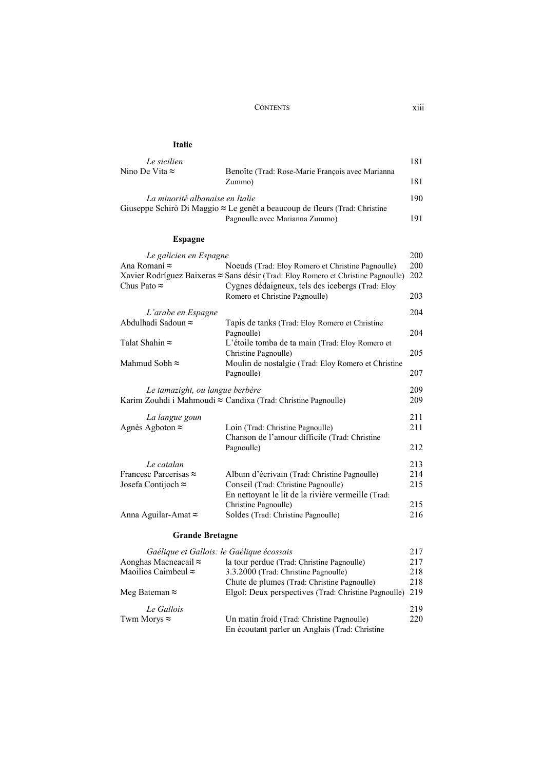**Italie**

| | | |
|---|---|---|
| *Le sicilien* | | 181 |
| Nino De Vita ≈ | Benoîte (Trad: Rose-Marie François avec Marianna Zummo) | 181 |
| *La minorité albanaise en Italie* | | 190 |
| Giuseppe Schirò Di Maggio ≈ | Le genêt a beaucoup de fleurs (Trad: Christine Pagnoulle avec Marianna Zummo) | 191 |

**Espagne**

| | | |
|---|---|---|
| *Le galicien en Espagne* | | 200 |
| Ana Romaní ≈ | Noeuds (Trad: Eloy Romero et Christine Pagnoulle) | 200 |
| Xavier Rodríguez Baixeras ≈ | Sans désir (Trad: Eloy Romero et Christine Pagnoulle) | 202 |
| Chus Pato ≈ | Cygnes dédaigneux, tels des icebergs (Trad: Eloy Romero et Christine Pagnoulle) | 203 |
| *L'arabe en Espagne* | | 204 |
| Abdulhadi Sadoun ≈ | Tapis de tanks (Trad: Eloy Romero et Christine Pagnoulle) | 204 |
| Talat Shahin ≈ | L'étoile tomba de ta main (Trad: Eloy Romero et Christine Pagnoulle) | 205 |
| Mahmud Sobh ≈ | Moulin de nostalgie (Trad: Eloy Romero et Christine Pagnoulle) | 207 |
| *Le tamazight, ou langue berbère* | | 209 |
| Karim Zouhdi i Mahmoudi ≈ | Candixa (Trad: Christine Pagnoulle) | 209 |
| *La langue goun* | | 211 |
| Agnès Agboton ≈ | Loin (Trad: Christine Pagnoulle) | 211 |
| | Chanson de l'amour difficile (Trad: Christine Pagnoulle) | 212 |
| *Le catalan* | | 213 |
| Francesc Parcerisas ≈ | Album d'écrivain (Trad: Christine Pagnoulle) | 214 |
| Josefa Contijoch ≈ | Conseil (Trad: Christine Pagnoulle) | 215 |
| | En nettoyant le lit de la rivière vermeille (Trad: Christine Pagnoulle) | 215 |
| Anna Aguilar-Amat ≈ | Soldes (Trad: Christine Pagnoulle) | 216 |

**Grande Bretagne**

| | | |
|---|---|---|
| *Gaélique et Gallois: le Gaélique écossais* | | 217 |
| Aonghas Macneacail ≈ | la tour perdue (Trad: Christine Pagnoulle) | 217 |
| Maoilios Caimbeul ≈ | 3.3.2000 (Trad: Christine Pagnoulle) | 218 |
| | Chute de plumes (Trad: Christine Pagnoulle) | 218 |
| Meg Bateman ≈ | Elgol: Deux perspectives (Trad: Christine Pagnoulle) | 219 |
| *Le Gallois* | | 219 |
| Twm Morys ≈ | Un matin froid (Trad: Christine Pagnoulle) | 220 |
| | En écoutant parler un Anglais (Trad: Christine | |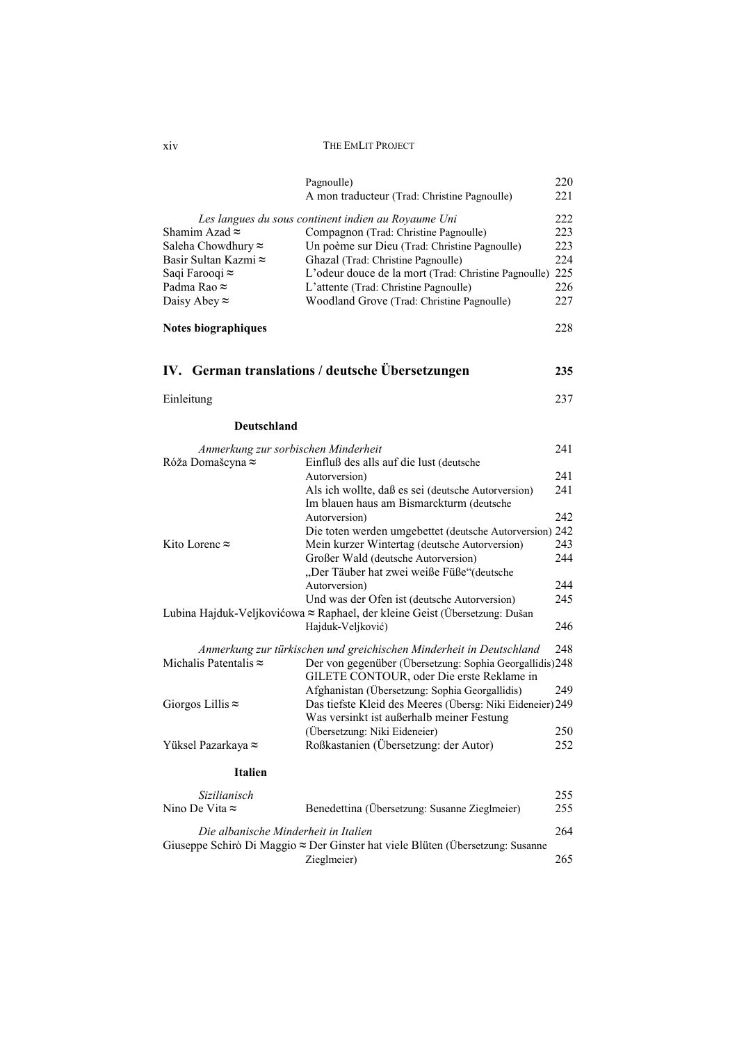| | | |
|---|---|---|
| | Pagnoulle) | 220 |
| | A mon traducteur (Trad: Christine Pagnoulle) | 221 |
| *Les langues du sous continent indien au Royaume Uni* | | 222 |
| Shamim Azad ≈ | Compagnon (Trad: Christine Pagnoulle) | 223 |
| Saleha Chowdhury ≈ | Un poème sur Dieu (Trad: Christine Pagnoulle) | 223 |
| Basir Sultan Kazmi ≈ | Ghazal (Trad: Christine Pagnoulle) | 224 |
| Saqi Farooqi ≈ | L'odeur douce de la mort (Trad: Christine Pagnoulle) | 225 |
| Padma Rao ≈ | L'attente (Trad: Christine Pagnoulle) | 226 |
| Daisy Abey ≈ | Woodland Grove (Trad: Christine Pagnoulle) | 227 |

**Notes biographiques** 228

## IV. German translations / deutsche Übersetzungen 235

Einleitung 237

### Deutschland

| | | |
|---|---|---|
| *Anmerkung zur sorbischen Minderheit* | | 241 |
| Róža Domašcyna ≈ | Einfluß des alls auf die lust (deutsche Autorversion) | 241 |
| | Als ich wollte, daß es sei (deutsche Autorversion) | 241 |
| | Im blauen haus am Bismarckturm (deutsche Autorversion) | 242 |
| | Die toten werden umgebettet (deutsche Autorversion) | 242 |
| Kito Lorenc ≈ | Mein kurzer Wintertag (deutsche Autorversion) | 243 |
| | Großer Wald (deutsche Autorversion) | 244 |
| | „Der Täuber hat zwei weiße Füße"(deutsche Autorversion) | 244 |
| | Und was der Ofen ist (deutsche Autorversion) | 245 |
| Lubina Hajduk-Veljkovićowa ≈ | Raphael, der kleine Geist (Übersetzung: Dušan Hajduk-Veljković) | 246 |
| *Anmerkung zur türkischen und greichischen Minderheit in Deutschland* | | 248 |
| Michalis Patentalis ≈ | Der von gegenüber (Übersetzung: Sophia Georgallidis) | 248 |
| | GILETE CONTOUR, oder Die erste Reklame in Afghanistan (Übersetzung: Sophia Georgallidis) | 249 |
| Giorgos Lillis ≈ | Das tiefste Kleid des Meeres (Übersg: Niki Eideneier) | 249 |
| | Was versinkt ist außerhalb meiner Festung (Übersetzung: Niki Eideneier) | 250 |
| Yüksel Pazarkaya ≈ | Roßkastanien (Übersetzung: der Autor) | 252 |

### Italien

| | | |
|---|---|---|
| *Sizilianisch* | | 255 |
| Nino De Vita ≈ | Benedettina (Übersetzung: Susanne Zieglmeier) | 255 |
| *Die albanische Minderheit in Italien* | | 264 |
| Giuseppe Schirò Di Maggio ≈ | Der Ginster hat viele Blüten (Übersetzung: Susanne Zieglmeier) | 265 |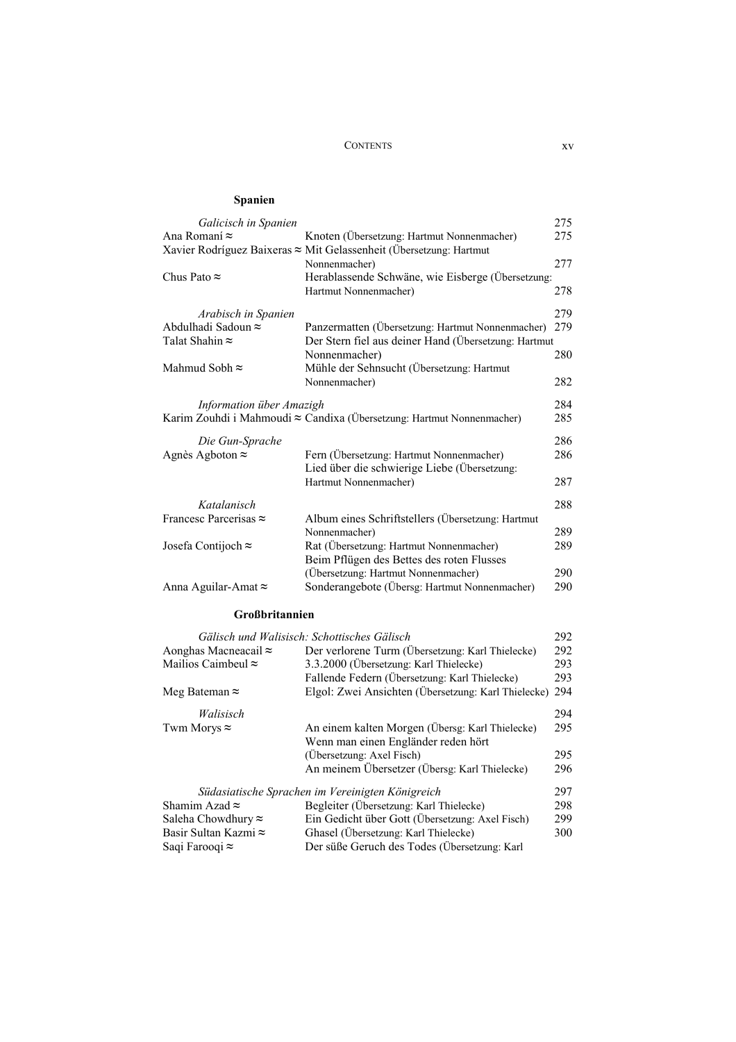## Spanien

*Galicisch in Spanien* 275

Ana Romaní ≈ Knoten (Übersetzung: Hartmut Nonnenmacher) 275

Xavier Rodríguez Baixeras ≈ Mit Gelassenheit (Übersetzung: Hartmut Nonnenmacher) 277

Chus Pato ≈ Herablassende Schwäne, wie Eisberge (Übersetzung: Hartmut Nonnenmacher) 278

*Arabisch in Spanien* 279

Abdulhadi Sadoun ≈ Panzermatten (Übersetzung: Hartmut Nonnenmacher) 279

Talat Shahin ≈ Der Stern fiel aus deiner Hand (Übersetzung: Hartmut Nonnenmacher) 280

Mahmud Sobh ≈ Mühle der Sehnsucht (Übersetzung: Hartmut Nonnenmacher) 282

*Information über Amazigh* 284

Karim Zouhdi i Mahmoudi ≈ Candixa (Übersetzung: Hartmut Nonnenmacher) 285

*Die Gun-Sprache* 286

Agnès Agboton ≈ Fern (Übersetzung: Hartmut Nonnenmacher) 286

Lied über die schwierige Liebe (Übersetzung: Hartmut Nonnenmacher) 287

*Katalanisch* 288

Francesc Parcerisas ≈ Album eines Schriftstellers (Übersetzung: Hartmut Nonnenmacher) 289

Josefa Contijoch ≈ Rat (Übersetzung: Hartmut Nonnenmacher) 289

Beim Pflügen des Bettes des roten Flusses (Übersetzung: Hartmut Nonnenmacher) 290

Anna Aguilar-Amat ≈ Sonderangebote (Übersg: Hartmut Nonnenmacher) 290

## Großbritannien

*Gälisch und Walisisch: Schottisches Gälisch* 292

Aonghas Macneacail ≈ Der verlorene Turm (Übersetzung: Karl Thielecke) 292

Mailios Caimbeul ≈ 3.3.2000 (Übersetzung: Karl Thielecke) 293

Fallende Federn (Übersetzung: Karl Thielecke) 293

Meg Bateman ≈ Elgol: Zwei Ansichten (Übersetzung: Karl Thielecke) 294

*Walisisch* 294

Twm Morys ≈ An einem kalten Morgen (Übersg: Karl Thielecke) 295

Wenn man einen Engländer reden hört (Übersetzung: Axel Fisch) 295

An meinem Übersetzer (Übersg: Karl Thielecke) 296

*Südasiatische Sprachen im Vereinigten Königreich* 297

Shamim Azad ≈ Begleiter (Übersetzung: Karl Thielecke) 298

Saleha Chowdhury ≈ Ein Gedicht über Gott (Übersetzung: Axel Fisch) 299

Basir Sultan Kazmi ≈ Ghasel (Übersetzung: Karl Thielecke) 300

Saqi Farooqi ≈ Der süße Geruch des Todes (Übersetzung: Karl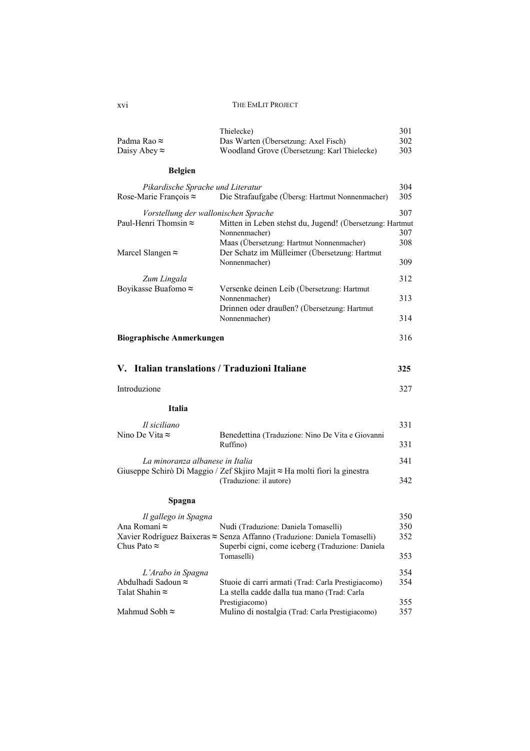| | | |
|---|---|---|
| | Thielecke) | 301 |
| Padma Rao ≈ | Das Warten (Übersetzung: Axel Fisch) | 302 |
| Daisy Abey ≈ | Woodland Grove (Übersetzung: Karl Thielecke) | 303 |

**Belgien**

| | | |
|---|---|---|
| *Pikardische Sprache und Literatur* | | 304 |
| Rose-Marie François ≈ | Die Strafaufgabe (Übersg: Hartmut Nonnenmacher) | 305 |
| *Vorstellung der wallonischen Sprache* | | 307 |
| Paul-Henri Thomsin ≈ | Mitten in Leben stehst du, Jugend! (Übersetzung: Hartmut Nonnenmacher) | 307 |
| | Maas (Übersetzung: Hartmut Nonnenmacher) | 308 |
| Marcel Slangen ≈ | Der Schatz im Mülleimer (Übersetzung: Hartmut Nonnenmacher) | 309 |
| *Zum Lingala* | | 312 |
| Boyikasse Buafomo ≈ | Versenke deinen Leib (Übersetzung: Hartmut Nonnenmacher) | 313 |
| | Drinnen oder draußen? (Übersetzung: Hartmut Nonnenmacher) | 314 |

**Biographische Anmerkungen** 316

## V. Italian translations / Traduzioni Italiane 325

Introduzione 327

**Italia**

| | | |
|---|---|---|
| *Il siciliano* | | 331 |
| Nino De Vita ≈ | Benedettina (Traduzione: Nino De Vita e Giovanni Ruffino) | 331 |
| *La minoranza albanese in Italia* | | 341 |
| Giuseppe Schirò Di Maggio / Zef Skjiro Majit ≈ | Ha molti fiori la ginestra (Traduzione: il autore) | 342 |

**Spagna**

| | | |
|---|---|---|
| *Il gallego in Spagna* | | 350 |
| Ana Romaní ≈ | Nudi (Traduzione: Daniela Tomaselli) | 350 |
| Xavier Rodríguez Baixeras ≈ | Senza Affanno (Traduzione: Daniela Tomaselli) | 352 |
| Chus Pato ≈ | Superbi cigni, come iceberg (Traduzione: Daniela Tomaselli) | 353 |
| *L'Arabo in Spagna* | | 354 |
| Abdulhadi Sadoun ≈ | Stuoie di carri armati (Trad: Carla Prestigiacomo) | 354 |
| Talat Shahin ≈ | La stella cadde dalla tua mano (Trad: Carla Prestigiacomo) | 355 |
| Mahmud Sobh ≈ | Mulino di nostalgia (Trad: Carla Prestigiacomo) | 357 |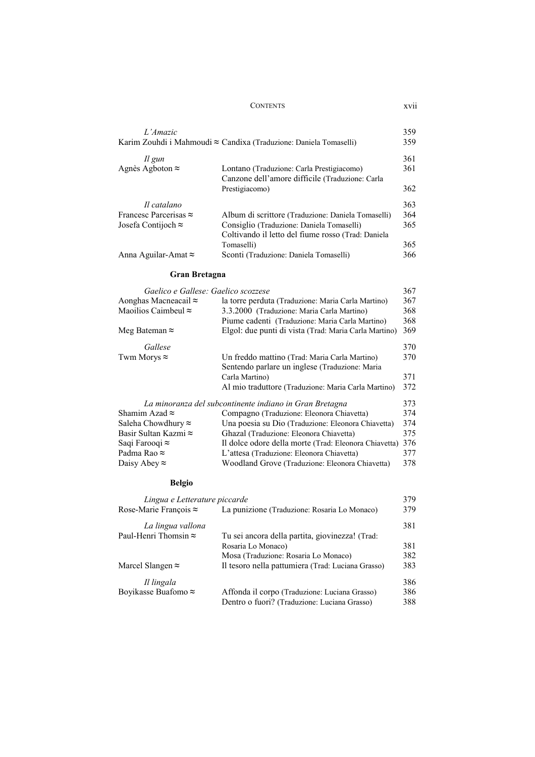| | | |
|---|---|---|
| *L'Amazic* | | 359 |
| Karim Zouhdi i Mahmoudi ≈ | Candixa (Traduzione: Daniela Tomaselli) | 359 |
| *Il gun* | | 361 |
| Agnès Agboton ≈ | Lontano (Traduzione: Carla Prestigiacomo) | 361 |
| | Canzone dell'amore difficile (Traduzione: Carla Prestigiacomo) | 362 |
| *Il catalano* | | 363 |
| Francesc Parcerisas ≈ | Album di scrittore (Traduzione: Daniela Tomaselli) | 364 |
| Josefa Contijoch ≈ | Consiglio (Traduzione: Daniela Tomaselli) | 365 |
| | Coltivando il letto del fiume rosso (Trad: Daniela Tomaselli) | 365 |
| Anna Aguilar-Amat ≈ | Sconti (Traduzione: Daniela Tomaselli) | 366 |

**Gran Bretagna**

| | | |
|---|---|---|
| *Gaelico e Gallese: Gaelico scozzese* | | 367 |
| Aonghas Macneacail ≈ | la torre perduta (Traduzione: Maria Carla Martino) | 367 |
| Maoilios Caimbeul ≈ | 3.3.2000 (Traduzione: Maria Carla Martino) | 368 |
| | Piume cadenti (Traduzione: Maria Carla Martino) | 368 |
| Meg Bateman ≈ | Elgol: due punti di vista (Trad: Maria Carla Martino) | 369 |
| *Gallese* | | 370 |
| Twm Morys ≈ | Un freddo mattino (Trad: Maria Carla Martino) | 370 |
| | Sentendo parlare un inglese (Traduzione: Maria Carla Martino) | 371 |
| | Al mio traduttore (Traduzione: Maria Carla Martino) | 372 |
| *La minoranza del subcontinente indiano in Gran Bretagna* | | 373 |
| Shamim Azad ≈ | Compagno (Traduzione: Eleonora Chiavetta) | 374 |
| Saleha Chowdhury ≈ | Una poesia su Dio (Traduzione: Eleonora Chiavetta) | 374 |
| Basir Sultan Kazmi ≈ | Ghazal (Traduzione: Eleonora Chiavetta) | 375 |
| Saqi Farooqi ≈ | Il dolce odore della morte (Trad: Eleonora Chiavetta) | 376 |
| Padma Rao ≈ | L'attesa (Traduzione: Eleonora Chiavetta) | 377 |
| Daisy Abey ≈ | Woodland Grove (Traduzione: Eleonora Chiavetta) | 378 |

**Belgio**

| | | |
|---|---|---|
| *Lingua e Letterature piccarde* | | 379 |
| Rose-Marie François ≈ | La punizione (Traduzione: Rosaria Lo Monaco) | 379 |
| *La lingua vallona* | | 381 |
| Paul-Henri Thomsin ≈ | Tu sei ancora della partita, giovinezza! (Trad: Rosaria Lo Monaco) | 381 |
| | Mosa (Traduzione: Rosaria Lo Monaco) | 382 |
| Marcel Slangen ≈ | Il tesoro nella pattumiera (Trad: Luciana Grasso) | 383 |
| *Il lingala* | | 386 |
| Boyikasse Buafomo ≈ | Affonda il corpo (Traduzione: Luciana Grasso) | 386 |
| | Dentro o fuori? (Traduzione: Luciana Grasso) | 388 |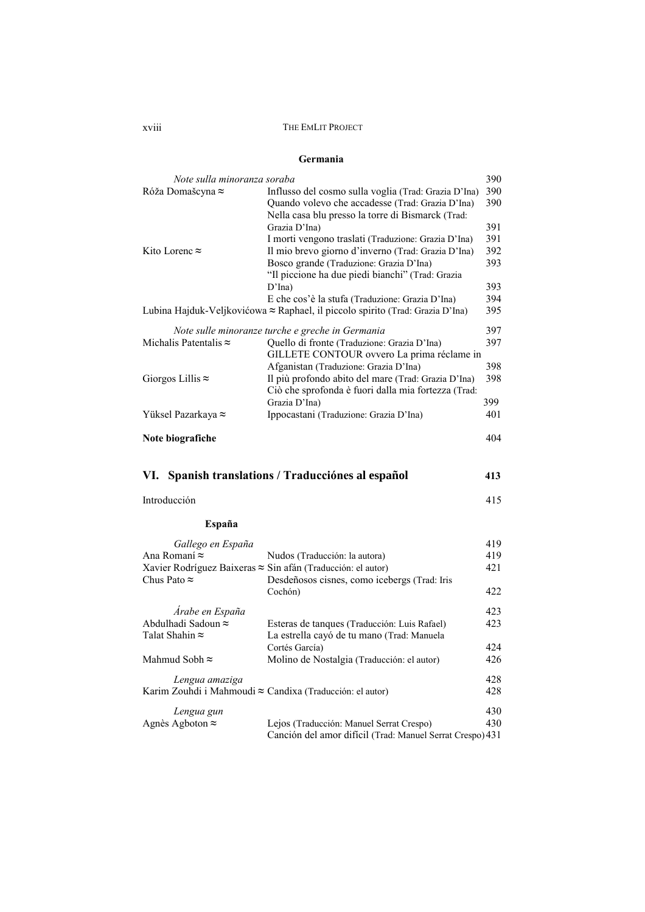### Germania

| | | |
|---|---|---|
| *Note sulla minoranza soraba* | | 390 |
| Róža Domašcyna ≈ | Influsso del cosmo sulla voglia (Trad: Grazia D'Ina) | 390 |
| | Quando volevo che accadesse (Trad: Grazia D'Ina) | 390 |
| | Nella casa blu presso la torre di Bismarck (Trad: Grazia D'Ina) | 391 |
| | I morti vengono traslati (Traduzione: Grazia D'Ina) | 391 |
| Kito Lorenc ≈ | Il mio brevo giorno d'inverno (Trad: Grazia D'Ina) | 392 |
| | Bosco grande (Traduzione: Grazia D'Ina) | 393 |
| | "Il piccione ha due piedi bianchi" (Trad: Grazia D'Ina) | 393 |
| | E che cos'è la stufa (Traduzione: Grazia D'Ina) | 394 |
| Lubina Hajduk-Veljkovićowa ≈ | Raphael, il piccolo spirito (Trad: Grazia D'Ina) | 395 |
| *Note sulle minoranze turche e greche in Germania* | | 397 |
| Michalis Patentalis ≈ | Quello di fronte (Traduzione: Grazia D'Ina) | 397 |
| | GILLETE CONTOUR ovvero La prima réclame in Afganistan (Traduzione: Grazia D'Ina) | 398 |
| Giorgos Lillis ≈ | Il più profondo abito del mare (Trad: Grazia D'Ina) | 398 |
| | Ciò che sprofonda è fuori dalla mia fortezza (Trad: Grazia D'Ina) | 399 |
| Yüksel Pazarkaya ≈ | Ippocastani (Traduzione: Grazia D'Ina) | 401 |

**Note biografiche** 404

## VI. Spanish translations / Traducciónes al español 413

Introducción 415

### España

| | | |
|---|---|---|
| *Gallego en España* | | 419 |
| Ana Romaní ≈ | Nudos (Traducción: la autora) | 419 |
| Xavier Rodríguez Baixeras ≈ | Sin afán (Traducción: el autor) | 421 |
| Chus Pato ≈ | Desdeñosos cisnes, como icebergs (Trad: Iris Cochón) | 422 |
| *Árabe en España* | | 423 |
| Abdulhadi Sadoun ≈ | Esteras de tanques (Traducción: Luis Rafael) | 423 |
| Talat Shahin ≈ | La estrella cayó de tu mano (Trad: Manuela Cortés García) | 424 |
| Mahmud Sobh ≈ | Molino de Nostalgia (Traducción: el autor) | 426 |
| *Lengua amaziga* | | 428 |
| Karim Zouhdi i Mahmoudi ≈ | Candixa (Traducción: el autor) | 428 |
| *Lengua gun* | | 430 |
| Agnès Agboton ≈ | Lejos (Traducción: Manuel Serrat Crespo) | 430 |
| | Canción del amor difícil (Trad: Manuel Serrat Crespo) | 431 |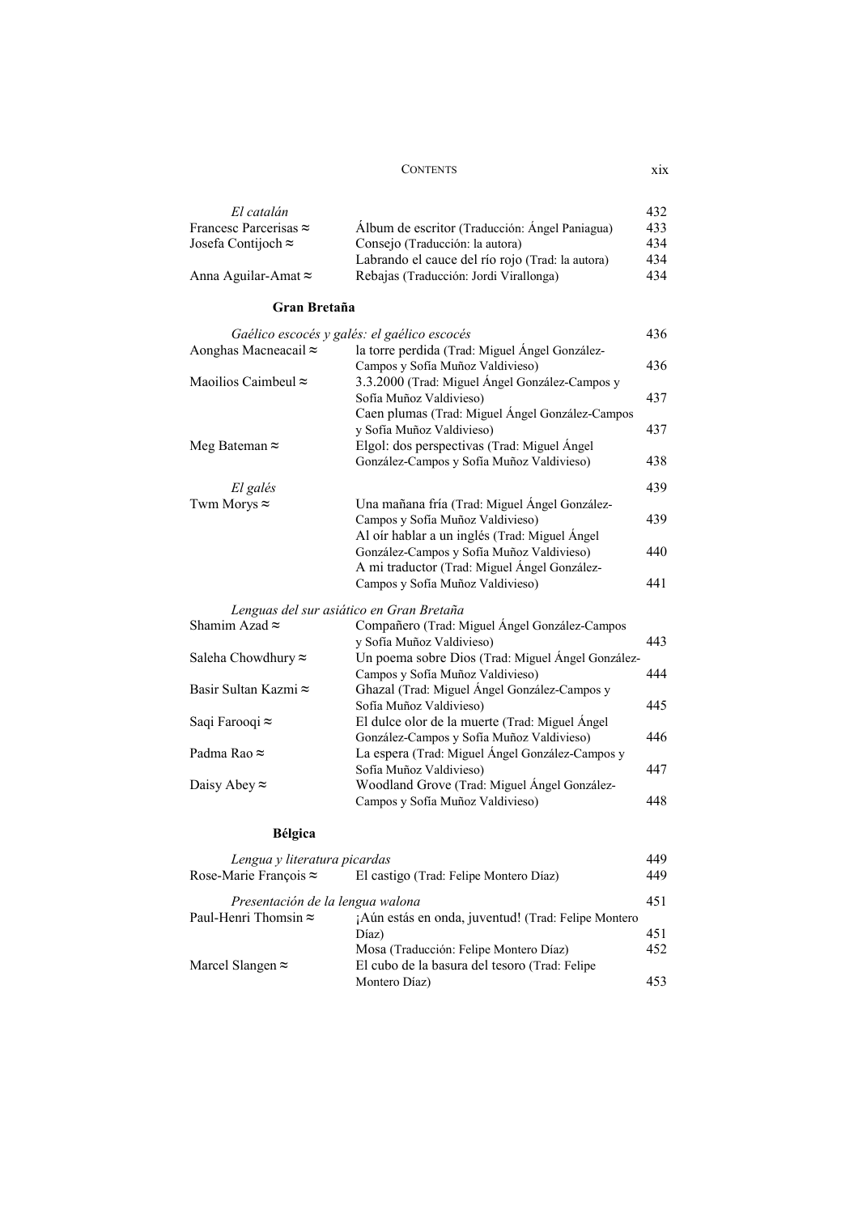*El catalán* 432

| | | |
|---|---|---|
| Francesc Parcerisas ≈ | Álbum de escritor (Traducción: Ángel Paniagua) | 433 |
| Josefa Contijoch ≈ | Consejo (Traducción: la autora) | 434 |
| | Labrando el cauce del río rojo (Trad: la autora) | 434 |
| Anna Aguilar-Amat ≈ | Rebajas (Traducción: Jordi Virallonga) | 434 |

### Gran Bretaña

*Gaélico escocés y galés: el gaélico escocés* 436

| | | |
|---|---|---|
| Aonghas Macneacail ≈ | la torre perdida (Trad: Miguel Ángel González-Campos y Sofía Muñoz Valdivieso) | 436 |
| Maoilios Caimbeul ≈ | 3.3.2000 (Trad: Miguel Ángel González-Campos y Sofía Muñoz Valdivieso) | 437 |
| | Caen plumas (Trad: Miguel Ángel González-Campos y Sofía Muñoz Valdivieso) | 437 |
| Meg Bateman ≈ | Elgol: dos perspectivas (Trad: Miguel Ángel González-Campos y Sofía Muñoz Valdivieso) | 438 |

*El galés* 439

| | | |
|---|---|---|
| Twm Morys ≈ | Una mañana fría (Trad: Miguel Ángel González-Campos y Sofía Muñoz Valdivieso) | 439 |
| | Al oír hablar a un inglés (Trad: Miguel Ángel González-Campos y Sofía Muñoz Valdivieso) | 440 |
| | A mi traductor (Trad: Miguel Ángel González-Campos y Sofía Muñoz Valdivieso) | 441 |

*Lenguas del sur asiático en Gran Bretaña*

| | | |
|---|---|---|
| Shamim Azad ≈ | Compañero (Trad: Miguel Ángel González-Campos y Sofía Muñoz Valdivieso) | 443 |
| Saleha Chowdhury ≈ | Un poema sobre Dios (Trad: Miguel Ángel González-Campos y Sofía Muñoz Valdivieso) | 444 |
| Basir Sultan Kazmi ≈ | Ghazal (Trad: Miguel Ángel González-Campos y Sofía Muñoz Valdivieso) | 445 |
| Saqi Farooqi ≈ | El dulce olor de la muerte (Trad: Miguel Ángel González-Campos y Sofía Muñoz Valdivieso) | 446 |
| Padma Rao ≈ | La espera (Trad: Miguel Ángel González-Campos y Sofía Muñoz Valdivieso) | 447 |
| Daisy Abey ≈ | Woodland Grove (Trad: Miguel Ángel González-Campos y Sofía Muñoz Valdivieso) | 448 |

### Bélgica

*Lengua y literatura picardas* 449

| | | |
|---|---|---|
| Rose-Marie François ≈ | El castigo (Trad: Felipe Montero Díaz) | 449 |

*Presentación de la lengua walona* 451

| | | |
|---|---|---|
| Paul-Henri Thomsin ≈ | ¡Aún estás en onda, juventud! (Trad: Felipe Montero Díaz) | 451 |
| | Mosa (Traducción: Felipe Montero Díaz) | 452 |
| Marcel Slangen ≈ | El cubo de la basura del tesoro (Trad: Felipe Montero Díaz) | 453 |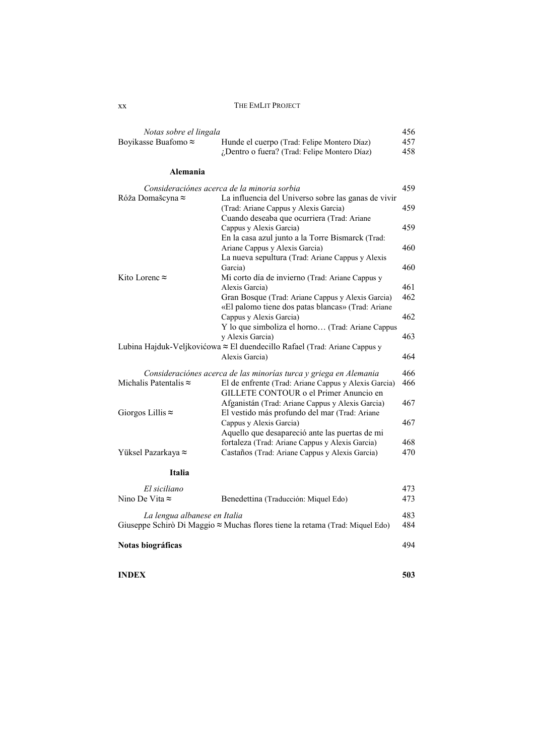*Notas sobre el lingala* 456

Boyikasse Buafomo ≈ Hunde el cuerpo (Trad: Felipe Montero Díaz) 457

¿Dentro o fuera? (Trad: Felipe Montero Díaz) 458

**Alemania**

*Consideraciónes acerca de la minoria sorbia* 459

Róža Domašcyna ≈ La influencia del Universo sobre las ganas de vivir (Trad: Ariane Cappus y Alexis Garcia) 459

Cuando deseaba que ocurriera (Trad: Ariane Cappus y Alexis Garcia) 459

En la casa azul junto a la Torre Bismarck (Trad: Ariane Cappus y Alexis Garcia) 460

La nueva sepultura (Trad: Ariane Cappus y Alexis Garcia) 460

Kito Lorenc ≈ Mi corto día de invierno (Trad: Ariane Cappus y Alexis Garcia) 461

Gran Bosque (Trad: Ariane Cappus y Alexis Garcia) 462

«El palomo tiene dos patas blancas» (Trad: Ariane Cappus y Alexis Garcia) 462

Y lo que simboliza el horno… (Trad: Ariane Cappus y Alexis Garcia) 463

Lubina Hajduk-Veljkovićowa ≈ El duendecillo Rafael (Trad: Ariane Cappus y Alexis Garcia) 464

*Consideraciónes acerca de las minorías turca y griega en Alemania* 466

Michalis Patentalis ≈ El de enfrente (Trad: Ariane Cappus y Alexis Garcia) 466

GILLETE CONTOUR o el Primer Anuncio en Afganistán (Trad: Ariane Cappus y Alexis Garcia) 467

Giorgos Lillis ≈ El vestido más profundo del mar (Trad: Ariane Cappus y Alexis Garcia) 467

Aquello que desapareció ante las puertas de mi fortaleza (Trad: Ariane Cappus y Alexis Garcia) 468

Yüksel Pazarkaya ≈ Castaños (Trad: Ariane Cappus y Alexis Garcia) 470

**Italia**

*El siciliano* 473

Nino De Vita ≈ Benedettina (Traducción: Miquel Edo) 473

*La lengua albanese en Italia* 483

Giuseppe Schirò Di Maggio ≈ Muchas flores tiene la retama (Trad: Miquel Edo) 484

**Notas biográficas** 494

**INDEX** **503**